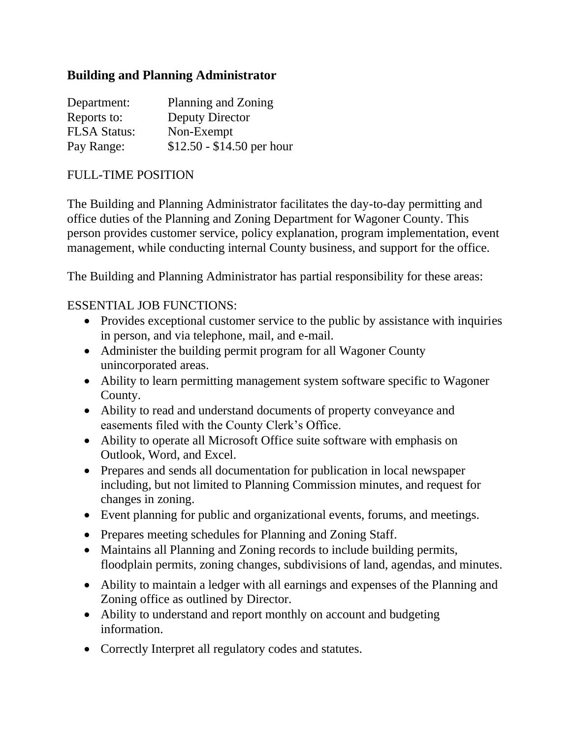**Building and Planning Administrator**

| | |
|---|---|
| Department: | Planning and Zoning |
| Reports to: | Deputy Director |
| FLSA Status: | Non-Exempt |
| Pay Range: | $12.50 - $14.50 per hour |

FULL-TIME POSITION

The Building and Planning Administrator facilitates the day-to-day permitting and office duties of the Planning and Zoning Department for Wagoner County. This person provides customer service, policy explanation, program implementation, event management, while conducting internal County business, and support for the office.

The Building and Planning Administrator has partial responsibility for these areas:

ESSENTIAL JOB FUNCTIONS:

- Provides exceptional customer service to the public by assistance with inquiries in person, and via telephone, mail, and e-mail.
- Administer the building permit program for all Wagoner County unincorporated areas.
- Ability to learn permitting management system software specific to Wagoner County.
- Ability to read and understand documents of property conveyance and easements filed with the County Clerk's Office.
- Ability to operate all Microsoft Office suite software with emphasis on Outlook, Word, and Excel.
- Prepares and sends all documentation for publication in local newspaper including, but not limited to Planning Commission minutes, and request for changes in zoning.
- Event planning for public and organizational events, forums, and meetings.
- Prepares meeting schedules for Planning and Zoning Staff.
- Maintains all Planning and Zoning records to include building permits, floodplain permits, zoning changes, subdivisions of land, agendas, and minutes.
- Ability to maintain a ledger with all earnings and expenses of the Planning and Zoning office as outlined by Director.
- Ability to understand and report monthly on account and budgeting information.
- Correctly Interpret all regulatory codes and statutes.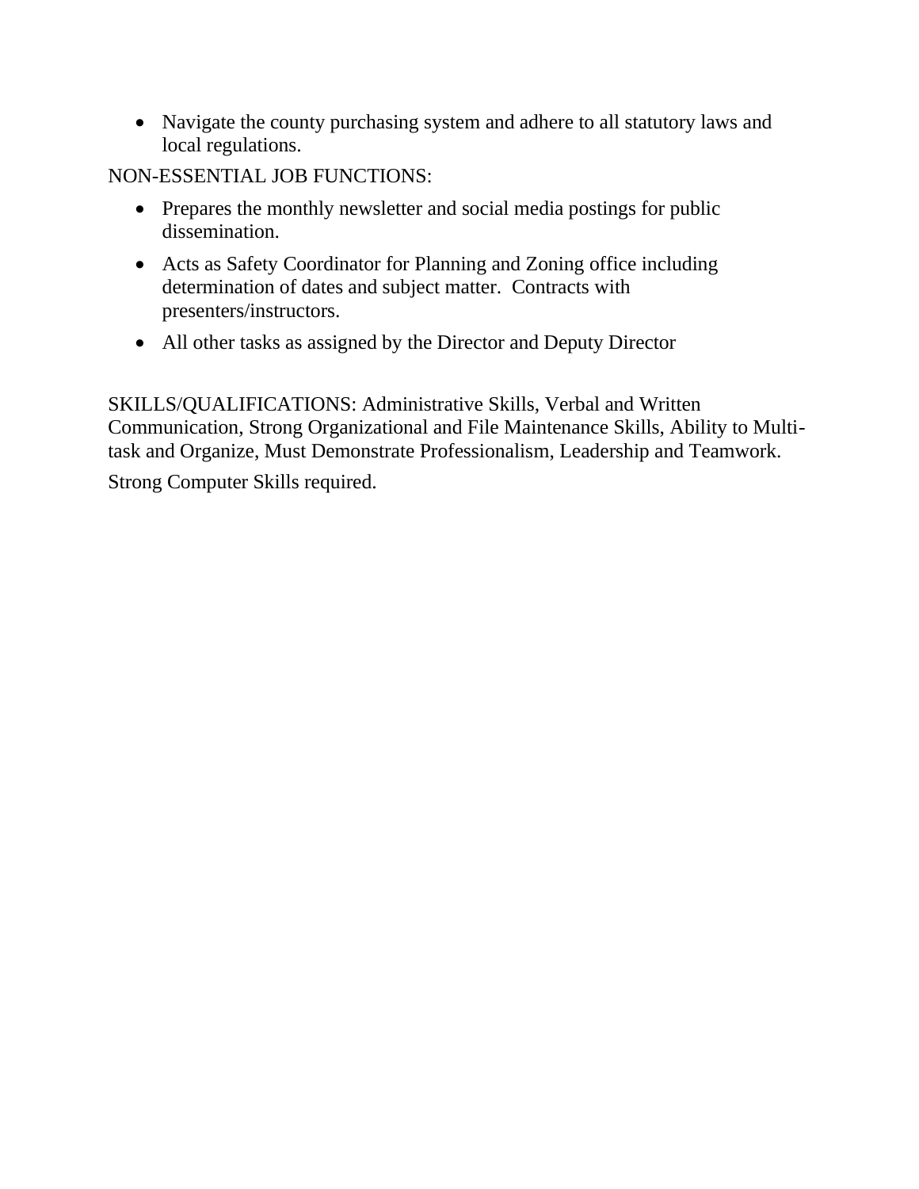- Navigate the county purchasing system and adhere to all statutory laws and local regulations.

NON-ESSENTIAL JOB FUNCTIONS:

- Prepares the monthly newsletter and social media postings for public dissemination.
- Acts as Safety Coordinator for Planning and Zoning office including determination of dates and subject matter. Contracts with presenters/instructors.
- All other tasks as assigned by the Director and Deputy Director

SKILLS/QUALIFICATIONS: Administrative Skills, Verbal and Written Communication, Strong Organizational and File Maintenance Skills, Ability to Multi-task and Organize, Must Demonstrate Professionalism, Leadership and Teamwork.

Strong Computer Skills required.